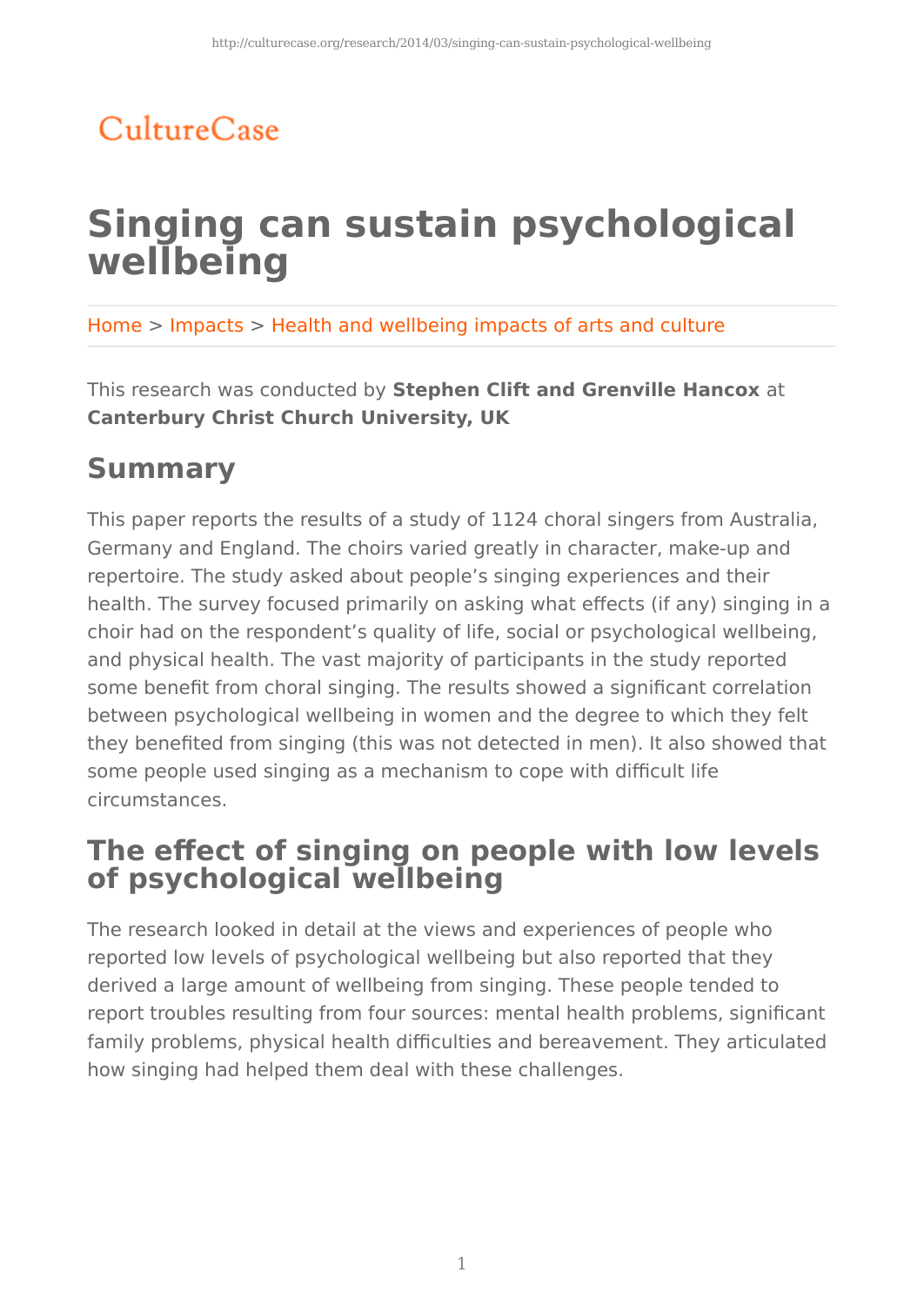CultureCase

# Singing can sustain psychological wellbeing

Home > Impacts > Health and wellbeing impacts of arts and culture

This research was conducted by **Stephen Clift and Grenville Hancox** at **Canterbury Christ Church University, UK**

## Summary

This paper reports the results of a study of 1124 choral singers from Australia, Germany and England. The choirs varied greatly in character, make-up and repertoire. The study asked about people's singing experiences and their health. The survey focused primarily on asking what effects (if any) singing in a choir had on the respondent's quality of life, social or psychological wellbeing, and physical health. The vast majority of participants in the study reported some benefit from choral singing. The results showed a significant correlation between psychological wellbeing in women and the degree to which they felt they benefited from singing (this was not detected in men). It also showed that some people used singing as a mechanism to cope with difficult life circumstances.

## The effect of singing on people with low levels of psychological wellbeing

The research looked in detail at the views and experiences of people who reported low levels of psychological wellbeing but also reported that they derived a large amount of wellbeing from singing. These people tended to report troubles resulting from four sources: mental health problems, significant family problems, physical health difficulties and bereavement. They articulated how singing had helped them deal with these challenges.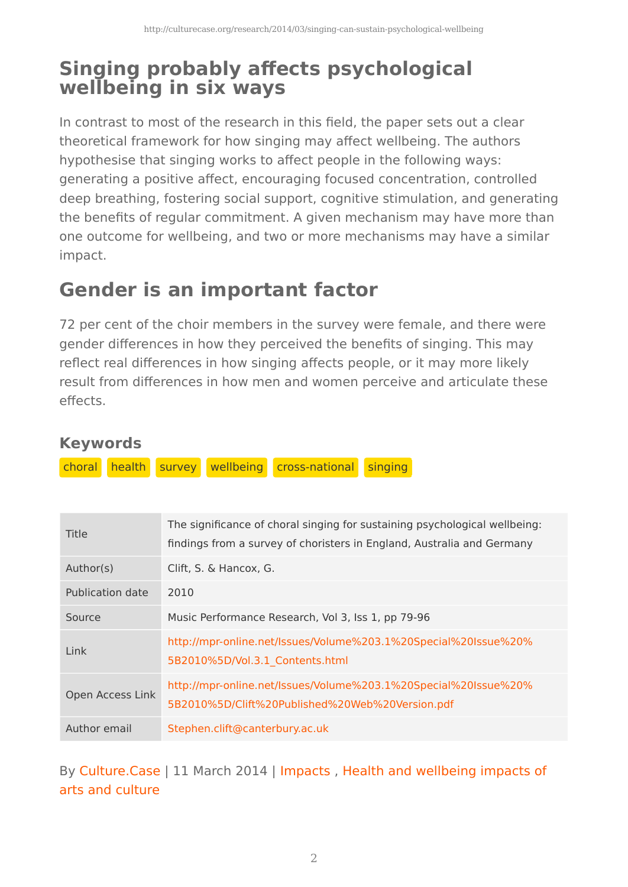## Singing probably affects psychological wellbeing in six ways

In contrast to most of the research in this field, the paper sets out a clear theoretical framework for how singing may affect wellbeing. The authors hypothesise that singing works to affect people in the following ways: generating a positive affect, encouraging focused concentration, controlled deep breathing, fostering social support, cognitive stimulation, and generating the benefits of regular commitment. A given mechanism may have more than one outcome for wellbeing, and two or more mechanisms may have a similar impact.

## Gender is an important factor

72 per cent of the choir members in the survey were female, and there were gender differences in how they perceived the benefits of singing. This may reflect real differences in how singing affects people, or it may more likely result from differences in how men and women perceive and articulate these effects.

### Keywords

choral | health | survey | wellbeing | cross-national | singing

| | |
|---|---|
| Title | The significance of choral singing for sustaining psychological wellbeing: findings from a survey of choristers in England, Australia and Germany |
| Author(s) | Clift, S. & Hancox, G. |
| Publication date | 2010 |
| Source | Music Performance Research, Vol 3, Iss 1, pp 79-96 |
| Link | http://mpr-online.net/Issues/Volume%203.1%20Special%20Issue%20%5B2010%5D/Vol.3.1_Contents.html |
| Open Access Link | http://mpr-online.net/Issues/Volume%203.1%20Special%20Issue%20%5B2010%5D/Clift%20Published%20Web%20Version.pdf |
| Author email | Stephen.clift@canterbury.ac.uk |

By Culture.Case | 11 March 2014 | Impacts , Health and wellbeing impacts of arts and culture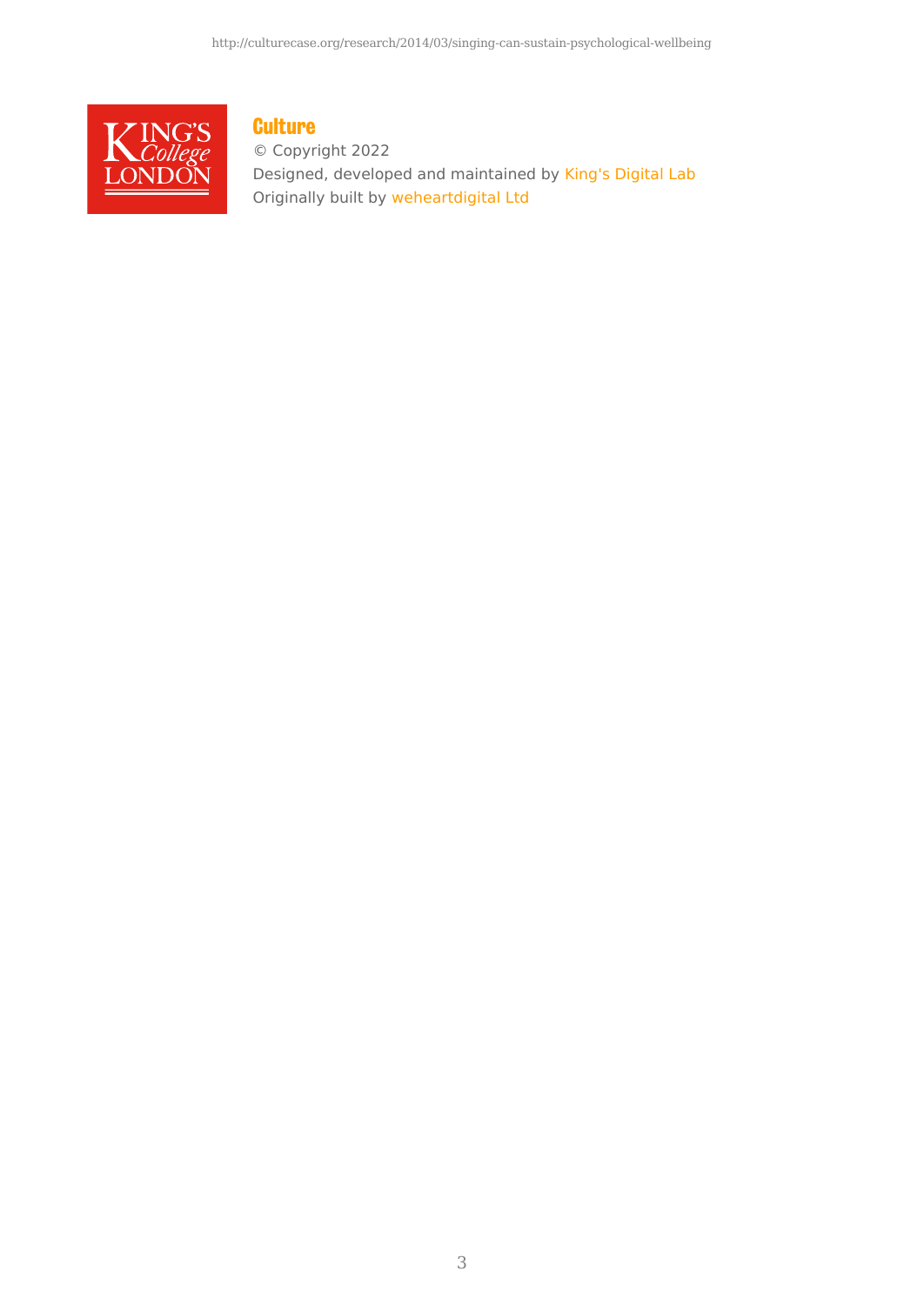**Culture**

© Copyright 2022

Designed, developed and maintained by King's Digital Lab

Originally built by weheartdigital Ltd